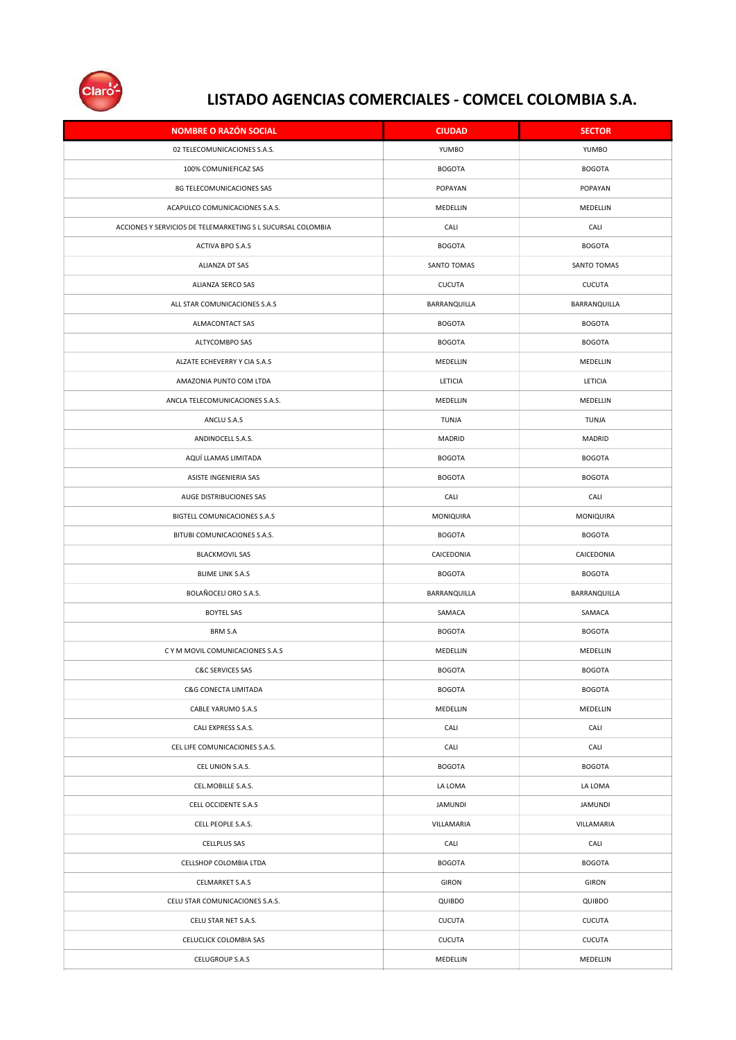# LISTADO AGENCIAS COMERCIALES - COMCEL COLOMBIA S.A.

| NOMBRE O RAZÓN SOCIAL | CIUDAD | SECTOR |
|---|---|---|
| 02 TELECOMUNICACIONES S.A.S. | YUMBO | YUMBO |
| 100% COMUNIEFICAZ SAS | BOGOTA | BOGOTA |
| 8G TELECOMUNICACIONES SAS | POPAYAN | POPAYAN |
| ACAPULCO COMUNICACIONES S.A.S. | MEDELLIN | MEDELLIN |
| ACCIONES Y SERVICIOS DE TELEMARKETING S L SUCURSAL COLOMBIA | CALI | CALI |
| ACTIVA BPO S.A.S | BOGOTA | BOGOTA |
| ALIANZA DT SAS | SANTO TOMAS | SANTO TOMAS |
| ALIANZA SERCO SAS | CUCUTA | CUCUTA |
| ALL STAR COMUNICACIONES S.A.S | BARRANQUILLA | BARRANQUILLA |
| ALMACONTACT SAS | BOGOTA | BOGOTA |
| ALTYCOMBPO SAS | BOGOTA | BOGOTA |
| ALZATE ECHEVERRY Y CIA S.A.S | MEDELLIN | MEDELLIN |
| AMAZONIA PUNTO COM LTDA | LETICIA | LETICIA |
| ANCLA TELECOMUNICACIONES S.A.S. | MEDELLIN | MEDELLIN |
| ANCLU S.A.S | TUNJA | TUNJA |
| ANDINOCELL S.A.S. | MADRID | MADRID |
| AQUÍ LLAMAS LIMITADA | BOGOTA | BOGOTA |
| ASISTE INGENIERIA SAS | BOGOTA | BOGOTA |
| AUGE DISTRIBUCIONES SAS | CALI | CALI |
| BIGTELL COMUNICACIONES S.A.S | MONIQUIRA | MONIQUIRA |
| BITUBI COMUNICACIONES S.A.S. | BOGOTA | BOGOTA |
| BLACKMOVIL SAS | CAICEDONIA | CAICEDONIA |
| BLIME LINK S.A.S | BOGOTA | BOGOTA |
| BOLAÑOCELI ORO S.A.S. | BARRANQUILLA | BARRANQUILLA |
| BOYTEL SAS | SAMACA | SAMACA |
| BRM S.A | BOGOTA | BOGOTA |
| C Y M MOVIL COMUNICACIONES S.A.S | MEDELLIN | MEDELLIN |
| C&C SERVICES SAS | BOGOTA | BOGOTA |
| C&G CONECTA LIMITADA | BOGOTA | BOGOTA |
| CABLE YARUMO S.A.S | MEDELLIN | MEDELLIN |
| CALI EXPRESS S.A.S. | CALI | CALI |
| CEL LIFE COMUNICACIONES S.A.S. | CALI | CALI |
| CEL UNION S.A.S. | BOGOTA | BOGOTA |
| CEL.MOBILLE S.A.S. | LA LOMA | LA LOMA |
| CELL OCCIDENTE S.A.S | JAMUNDI | JAMUNDI |
| CELL PEOPLE S.A.S. | VILLAMARIA | VILLAMARIA |
| CELLPLUS SAS | CALI | CALI |
| CELLSHOP COLOMBIA LTDA | BOGOTA | BOGOTA |
| CELMARKET S.A.S | GIRON | GIRON |
| CELU STAR COMUNICACIONES S.A.S. | QUIBDO | QUIBDO |
| CELU STAR NET S.A.S. | CUCUTA | CUCUTA |
| CELUCLICK COLOMBIA SAS | CUCUTA | CUCUTA |
| CELUGROUP S.A.S | MEDELLIN | MEDELLIN |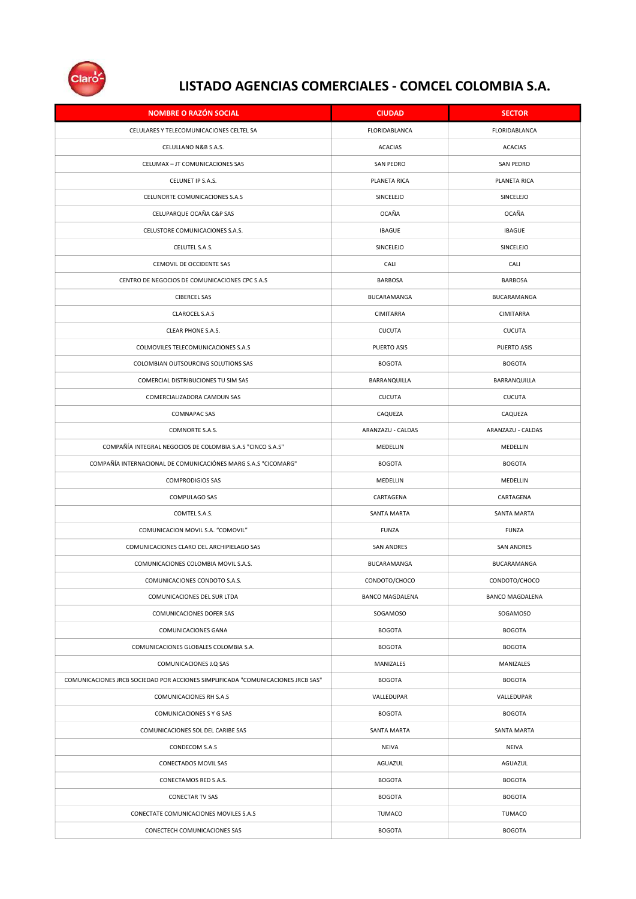# LISTADO AGENCIAS COMERCIALES - COMCEL COLOMBIA S.A.

| NOMBRE O RAZÓN SOCIAL | CIUDAD | SECTOR |
|---|---|---|
| CELULARES Y TELECOMUNICACIONES CELTEL SA | FLORIDABLANCA | FLORIDABLANCA |
| CELULLANO N&B S.A.S. | ACACIAS | ACACIAS |
| CELUMAX – JT COMUNICACIONES SAS | SAN PEDRO | SAN PEDRO |
| CELUNET IP S.A.S. | PLANETA RICA | PLANETA RICA |
| CELUNORTE COMUNICACIONES S.A.S | SINCELEJO | SINCELEJO |
| CELUPARQUE OCAÑA C&P SAS | OCAÑA | OCAÑA |
| CELUSTORE COMUNICACIONES S.A.S. | IBAGUE | IBAGUE |
| CELUTEL S.A.S. | SINCELEJO | SINCELEJO |
| CEMOVIL DE OCCIDENTE SAS | CALI | CALI |
| CENTRO DE NEGOCIOS DE COMUNICACIONES CPC S.A.S | BARBOSA | BARBOSA |
| CIBERCEL SAS | BUCARAMANGA | BUCARAMANGA |
| CLAROCEL S.A.S | CIMITARRA | CIMITARRA |
| CLEAR PHONE S.A.S. | CUCUTA | CUCUTA |
| COLMOVILES TELECOMUNICACIONES S.A.S | PUERTO ASIS | PUERTO ASIS |
| COLOMBIAN OUTSOURCING SOLUTIONS SAS | BOGOTA | BOGOTA |
| COMERCIAL DISTRIBUCIONES TU SIM SAS | BARRANQUILLA | BARRANQUILLA |
| COMERCIALIZADORA CAMDUN SAS | CUCUTA | CUCUTA |
| COMNAPAC SAS | CAQUEZA | CAQUEZA |
| COMNORTE S.A.S. | ARANZAZU - CALDAS | ARANZAZU - CALDAS |
| COMPAÑÍA INTEGRAL NEGOCIOS DE COLOMBIA S.A.S "CINCO S.A.S" | MEDELLIN | MEDELLIN |
| COMPAÑÍA INTERNACIONAL DE COMUNICACIÓNES MARG S.A.S "CICOMARG" | BOGOTA | BOGOTA |
| COMPRODIGIOS SAS | MEDELLIN | MEDELLIN |
| COMPULAGO SAS | CARTAGENA | CARTAGENA |
| COMTEL S.A.S. | SANTA MARTA | SANTA MARTA |
| COMUNICACION MOVIL S.A. "COMOVIL" | FUNZA | FUNZA |
| COMUNICACIONES CLARO DEL ARCHIPIELAGO SAS | SAN ANDRES | SAN ANDRES |
| COMUNICACIONES COLOMBIA MOVIL S.A.S. | BUCARAMANGA | BUCARAMANGA |
| COMUNICACIONES CONDOTO S.A.S. | CONDOTO/CHOCO | CONDOTO/CHOCO |
| COMUNICACIONES DEL SUR LTDA | BANCO MAGDALENA | BANCO MAGDALENA |
| COMUNICACIONES DOFER SAS | SOGAMOSO | SOGAMOSO |
| COMUNICACIONES GANA | BOGOTA | BOGOTA |
| COMUNICACIONES GLOBALES COLOMBIA S.A. | BOGOTA | BOGOTA |
| COMUNICACIONES J.Q SAS | MANIZALES | MANIZALES |
| COMUNICACIONES JRCB SOCIEDAD POR ACCIONES SIMPLIFICADA "COMUNICACIONES JRCB SAS" | BOGOTA | BOGOTA |
| COMUNICACIONES RH S.A.S | VALLEDUPAR | VALLEDUPAR |
| COMUNICACIONES S Y G SAS | BOGOTA | BOGOTA |
| COMUNICACIONES SOL DEL CARIBE SAS | SANTA MARTA | SANTA MARTA |
| CONDECOM S.A.S | NEIVA | NEIVA |
| CONECTADOS MOVIL SAS | AGUAZUL | AGUAZUL |
| CONECTAMOS RED S.A.S. | BOGOTA | BOGOTA |
| CONECTAR TV SAS | BOGOTA | BOGOTA |
| CONECTATE COMUNICACIONES MOVILES S.A.S | TUMACO | TUMACO |
| CONECTECH COMUNICACIONES SAS | BOGOTA | BOGOTA |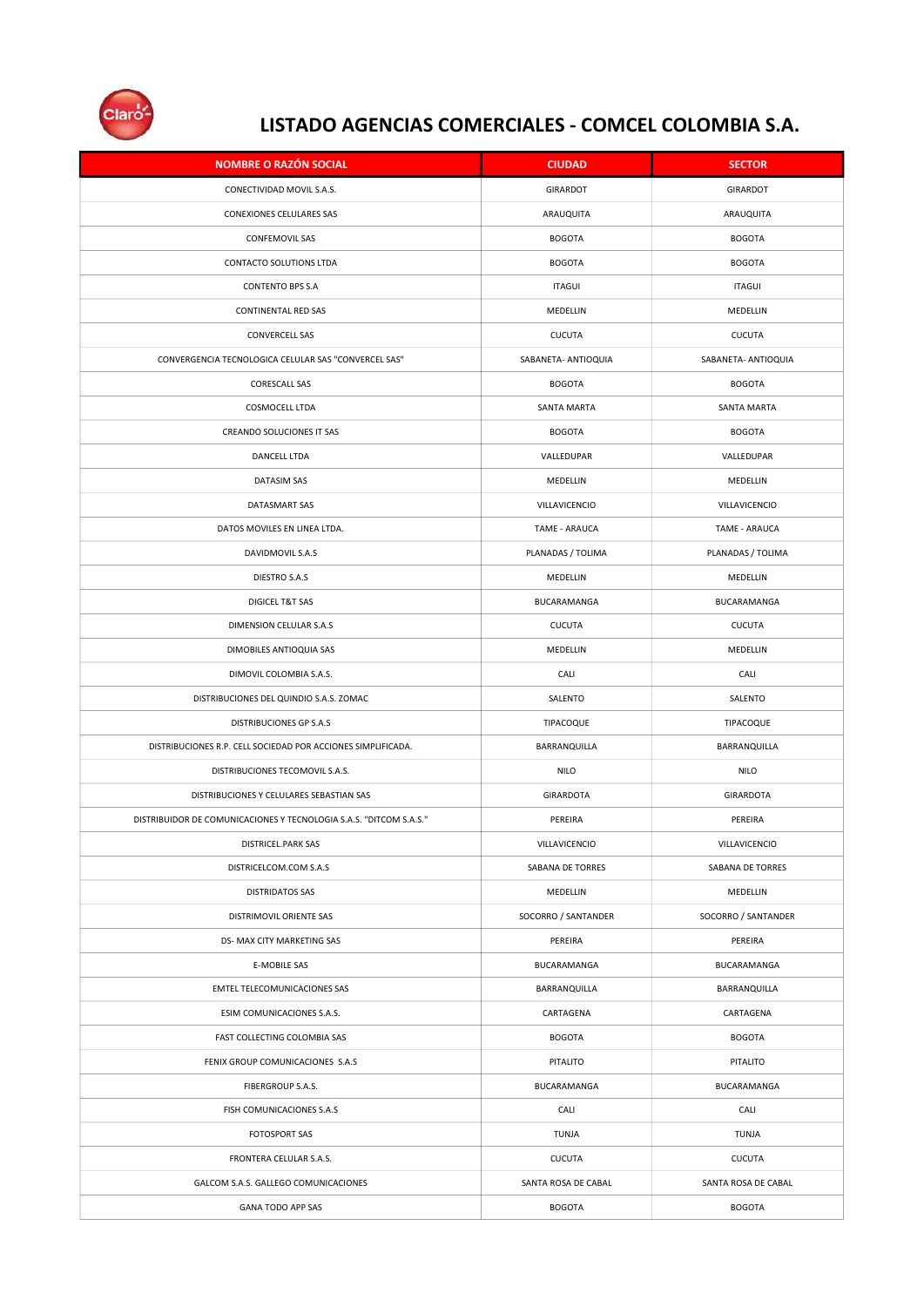# LISTADO AGENCIAS COMERCIALES - COMCEL COLOMBIA S.A.

| NOMBRE O RAZÓN SOCIAL | CIUDAD | SECTOR |
|---|---|---|
| CONECTIVIDAD MOVIL S.A.S. | GIRARDOT | GIRARDOT |
| CONEXIONES CELULARES SAS | ARAUQUITA | ARAUQUITA |
| CONFEMOVIL SAS | BOGOTA | BOGOTA |
| CONTACTO SOLUTIONS LTDA | BOGOTA | BOGOTA |
| CONTENTO BPS S.A | ITAGUI | ITAGUI |
| CONTINENTAL RED SAS | MEDELLIN | MEDELLIN |
| CONVERCELL SAS | CUCUTA | CUCUTA |
| CONVERGENCIA TECNOLOGICA CELULAR SAS "CONVERCEL SAS" | SABANETA- ANTIOQUIA | SABANETA- ANTIOQUIA |
| CORESCALL SAS | BOGOTA | BOGOTA |
| COSMOCELL LTDA | SANTA MARTA | SANTA MARTA |
| CREANDO SOLUCIONES IT SAS | BOGOTA | BOGOTA |
| DANCELL LTDA | VALLEDUPAR | VALLEDUPAR |
| DATASIM SAS | MEDELLIN | MEDELLIN |
| DATASMART SAS | VILLAVICENCIO | VILLAVICENCIO |
| DATOS MOVILES EN LINEA LTDA. | TAME - ARAUCA | TAME - ARAUCA |
| DAVIDMOVIL S.A.S | PLANADAS / TOLIMA | PLANADAS / TOLIMA |
| DIESTRO S.A.S | MEDELLIN | MEDELLIN |
| DIGICEL T&T SAS | BUCARAMANGA | BUCARAMANGA |
| DIMENSION CELULAR S.A.S | CUCUTA | CUCUTA |
| DIMOBILES ANTIOQUIA SAS | MEDELLIN | MEDELLIN |
| DIMOVIL COLOMBIA S.A.S. | CALI | CALI |
| DISTRIBUCIONES DEL QUINDIO S.A.S. ZOMAC | SALENTO | SALENTO |
| DISTRIBUCIONES GP S.A.S | TIPACOQUE | TIPACOQUE |
| DISTRIBUCIONES R.P. CELL SOCIEDAD POR ACCIONES SIMPLIFICADA. | BARRANQUILLA | BARRANQUILLA |
| DISTRIBUCIONES TECOMOVIL S.A.S. | NILO | NILO |
| DISTRIBUCIONES Y CELULARES SEBASTIAN SAS | GIRARDOTA | GIRARDOTA |
| DISTRIBUIDOR DE COMUNICACIONES Y TECNOLOGIA S.A.S. "DITCOM S.A.S." | PEREIRA | PEREIRA |
| DISTRICEL.PARK SAS | VILLAVICENCIO | VILLAVICENCIO |
| DISTRICELCOM.COM S.A.S | SABANA DE TORRES | SABANA DE TORRES |
| DISTRIDATOS SAS | MEDELLIN | MEDELLIN |
| DISTRIMOVIL ORIENTE SAS | SOCORRO / SANTANDER | SOCORRO / SANTANDER |
| DS- MAX CITY MARKETING SAS | PEREIRA | PEREIRA |
| E-MOBILE SAS | BUCARAMANGA | BUCARAMANGA |
| EMTEL TELECOMUNICACIONES SAS | BARRANQUILLA | BARRANQUILLA |
| ESIM COMUNICACIONES S.A.S. | CARTAGENA | CARTAGENA |
| FAST COLLECTING COLOMBIA SAS | BOGOTA | BOGOTA |
| FENIX GROUP COMUNICACIONES S.A.S | PITALITO | PITALITO |
| FIBERGROUP S.A.S. | BUCARAMANGA | BUCARAMANGA |
| FISH COMUNICACIONES S.A.S | CALI | CALI |
| FOTOSPORT SAS | TUNJA | TUNJA |
| FRONTERA CELULAR S.A.S. | CUCUTA | CUCUTA |
| GALCOM S.A.S. GALLEGO COMUNICACIONES | SANTA ROSA DE CABAL | SANTA ROSA DE CABAL |
| GANA TODO APP SAS | BOGOTA | BOGOTA |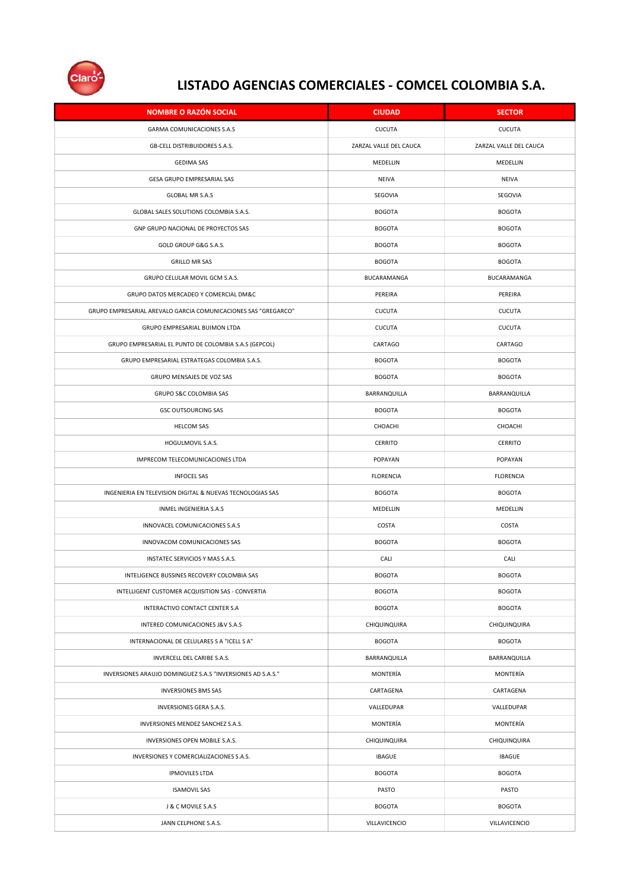# LISTADO AGENCIAS COMERCIALES - COMCEL COLOMBIA S.A.

| NOMBRE O RAZÓN SOCIAL | CIUDAD | SECTOR |
|---|---|---|
| GARMA COMUNICACIONES S.A.S | CUCUTA | CUCUTA |
| GB-CELL DISTRIBUIDORES S.A.S. | ZARZAL VALLE DEL CAUCA | ZARZAL VALLE DEL CAUCA |
| GEDIMA SAS | MEDELLIN | MEDELLIN |
| GESA GRUPO EMPRESARIAL SAS | NEIVA | NEIVA |
| GLOBAL MR S.A.S | SEGOVIA | SEGOVIA |
| GLOBAL SALES SOLUTIONS COLOMBIA S.A.S. | BOGOTA | BOGOTA |
| GNP GRUPO NACIONAL DE PROYECTOS SAS | BOGOTA | BOGOTA |
| GOLD GROUP G&G S.A.S. | BOGOTA | BOGOTA |
| GRILLO MR SAS | BOGOTA | BOGOTA |
| GRUPO CELULAR MOVIL GCM S.A.S. | BUCARAMANGA | BUCARAMANGA |
| GRUPO DATOS MERCADEO Y COMERCIAL DM&C | PEREIRA | PEREIRA |
| GRUPO EMPRESARIAL AREVALO GARCIA COMUNICACIONES SAS "GREGARCO" | CUCUTA | CUCUTA |
| GRUPO EMPRESARIAL BUIMON LTDA | CUCUTA | CUCUTA |
| GRUPO EMPRESARIAL EL PUNTO DE COLOMBIA S.A.S (GEPCOL) | CARTAGO | CARTAGO |
| GRUPO EMPRESARIAL ESTRATEGAS COLOMBIA S.A.S. | BOGOTA | BOGOTA |
| GRUPO MENSAJES DE VOZ SAS | BOGOTA | BOGOTA |
| GRUPO S&C COLOMBIA SAS | BARRANQUILLA | BARRANQUILLA |
| GSC OUTSOURCING SAS | BOGOTA | BOGOTA |
| HELCOM SAS | CHOACHI | CHOACHI |
| HOGULMOVIL S.A.S. | CERRITO | CERRITO |
| IMPRECOM TELECOMUNICACIONES LTDA | POPAYAN | POPAYAN |
| INFOCEL SAS | FLORENCIA | FLORENCIA |
| INGENIERIA EN TELEVISION DIGITAL & NUEVAS TECNOLOGIAS SAS | BOGOTA | BOGOTA |
| INMEL INGENIERIA S.A.S. | MEDELLIN | MEDELLIN |
| INNOVACEL COMUNICACIONES S.A.S | COSTA | COSTA |
| INNOVACOM COMUNICACIONES SAS | BOGOTA | BOGOTA |
| INSTATEC SERVICIOS Y MAS S.A.S. | CALI | CALI |
| INTELIGENCE BUSSINES RECOVERY COLOMBIA SAS | BOGOTA | BOGOTA |
| INTELLIGENT CUSTOMER ACQUISITION SAS - CONVERTIA | BOGOTA | BOGOTA |
| INTERACTIVO CONTACT CENTER S.A | BOGOTA | BOGOTA |
| INTERED COMUNICACIONES J&V S.A.S | CHIQUINQUIRA | CHIQUINQUIRA |
| INTERNACIONAL DE CELULARES S A "ICELL S A" | BOGOTA | BOGOTA |
| INVERCELL DEL CARIBE S.A.S. | BARRANQUILLA | BARRANQUILLA |
| INVERSIONES ARAUJO DOMINGUEZ S.A.S "INVERSIONES AD S.A.S." | MONTERÍA | MONTERÍA |
| INVERSIONES BMS SAS | CARTAGENA | CARTAGENA |
| INVERSIONES GERA S.A.S. | VALLEDUPAR | VALLEDUPAR |
| INVERSIONES MENDEZ SANCHEZ S.A.S. | MONTERÍA | MONTERÍA |
| INVERSIONES OPEN MOBILE S.A.S. | CHIQUINQUIRA | CHIQUINQUIRA |
| INVERSIONES Y COMERCIALIZACIONES S.A.S. | IBAGUE | IBAGUE |
| IPMOVILES LTDA | BOGOTA | BOGOTA |
| ISAMOVIL SAS | PASTO | PASTO |
| J & C MOVILE S.A.S | BOGOTA | BOGOTA |
| JANN CELPHONE S.A.S. | VILLAVICENCIO | VILLAVICENCIO |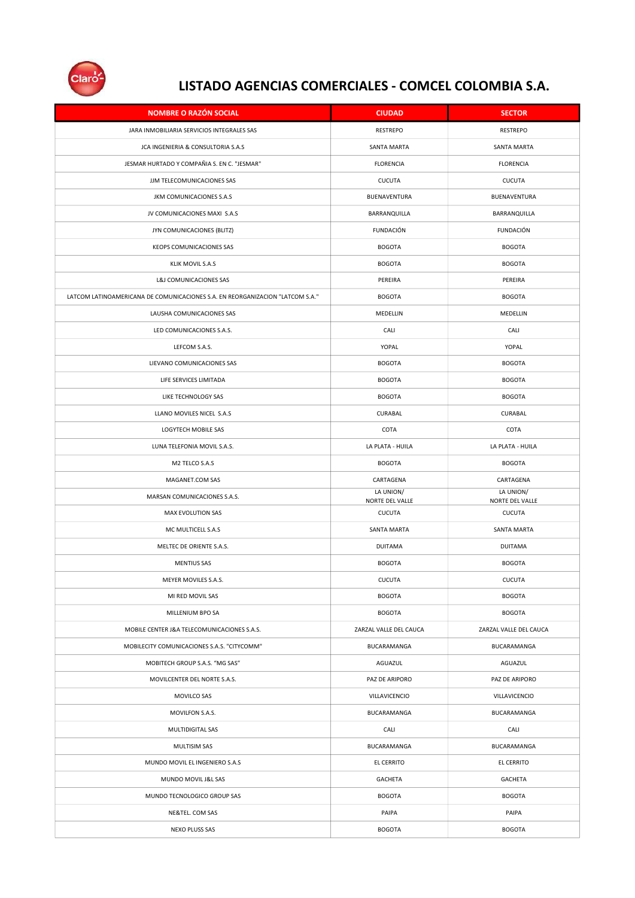# LISTADO AGENCIAS COMERCIALES - COMCEL COLOMBIA S.A.

| NOMBRE O RAZÓN SOCIAL | CIUDAD | SECTOR |
|---|---|---|
| JARA INMOBILIARIA SERVICIOS INTEGRALES SAS | RESTREPO | RESTREPO |
| JCA INGENIERIA & CONSULTORIA S.A.S | SANTA MARTA | SANTA MARTA |
| JESMAR HURTADO Y COMPAÑIA S. EN C. "JESMAR" | FLORENCIA | FLORENCIA |
| JJM TELECOMUNICACIONES SAS | CUCUTA | CUCUTA |
| JKM COMUNICACIONES S.A.S | BUENAVENTURA | BUENAVENTURA |
| JV COMUNICACIONES MAXI S.A.S | BARRANQUILLA | BARRANQUILLA |
| JYN COMUNICACIONES (BLITZ) | FUNDACIÓN | FUNDACIÓN |
| KEOPS COMUNICACIONES SAS | BOGOTA | BOGOTA |
| KLIK MOVIL S.A.S | BOGOTA | BOGOTA |
| L&J COMUNICACIONES SAS | PEREIRA | PEREIRA |
| LATCOM LATINOAMERICANA DE COMUNICACIONES S.A. EN REORGANIZACION "LATCOM S.A." | BOGOTA | BOGOTA |
| LAUSHA COMUNICACIONES SAS | MEDELLIN | MEDELLIN |
| LED COMUNICACIONES S.A.S. | CALI | CALI |
| LEFCOM S.A.S. | YOPAL | YOPAL |
| LIEVANO COMUNICACIONES SAS | BOGOTA | BOGOTA |
| LIFE SERVICES LIMITADA | BOGOTA | BOGOTA |
| LIKE TECHNOLOGY SAS | BOGOTA | BOGOTA |
| LLANO MOVILES NICEL S.A.S | CURABAL | CURABAL |
| LOGYTECH MOBILE SAS | COTA | COTA |
| LUNA TELEFONIA MOVIL S.A.S. | LA PLATA - HUILA | LA PLATA - HUILA |
| M2 TELCO S.A.S | BOGOTA | BOGOTA |
| MAGANET.COM SAS | CARTAGENA | CARTAGENA |
| MARSAN COMUNICACIONES S.A.S. | LA UNION/ NORTE DEL VALLE | LA UNION/ NORTE DEL VALLE |
| MAX EVOLUTION SAS | CUCUTA | CUCUTA |
| MC MULTICELL S.A.S | SANTA MARTA | SANTA MARTA |
| MELTEC DE ORIENTE S.A.S. | DUITAMA | DUITAMA |
| MENTIUS SAS | BOGOTA | BOGOTA |
| MEYER MOVILES S.A.S. | CUCUTA | CUCUTA |
| MI RED MOVIL SAS | BOGOTA | BOGOTA |
| MILLENIUM BPO SA | BOGOTA | BOGOTA |
| MOBILE CENTER J&A TELECOMUNICACIONES S.A.S. | ZARZAL VALLE DEL CAUCA | ZARZAL VALLE DEL CAUCA |
| MOBILECITY COMUNICACIONES S.A.S. "CITYCOMM" | BUCARAMANGA | BUCARAMANGA |
| MOBITECH GROUP S.A.S. "MG SAS" | AGUAZUL | AGUAZUL |
| MOVILCENTER DEL NORTE S.A.S. | PAZ DE ARIPORO | PAZ DE ARIPORO |
| MOVILCO SAS | VILLAVICENCIO | VILLAVICENCIO |
| MOVILFON S.A.S. | BUCARAMANGA | BUCARAMANGA |
| MULTIDIGITAL SAS | CALI | CALI |
| MULTISIM SAS | BUCARAMANGA | BUCARAMANGA |
| MUNDO MOVIL EL INGENIERO S.A.S | EL CERRITO | EL CERRITO |
| MUNDO MOVIL J&L SAS | GACHETA | GACHETA |
| MUNDO TECNOLOGICO GROUP SAS | BOGOTA | BOGOTA |
| NE&TEL. COM SAS | PAIPA | PAIPA |
| NEXO PLUSS SAS | BOGOTA | BOGOTA |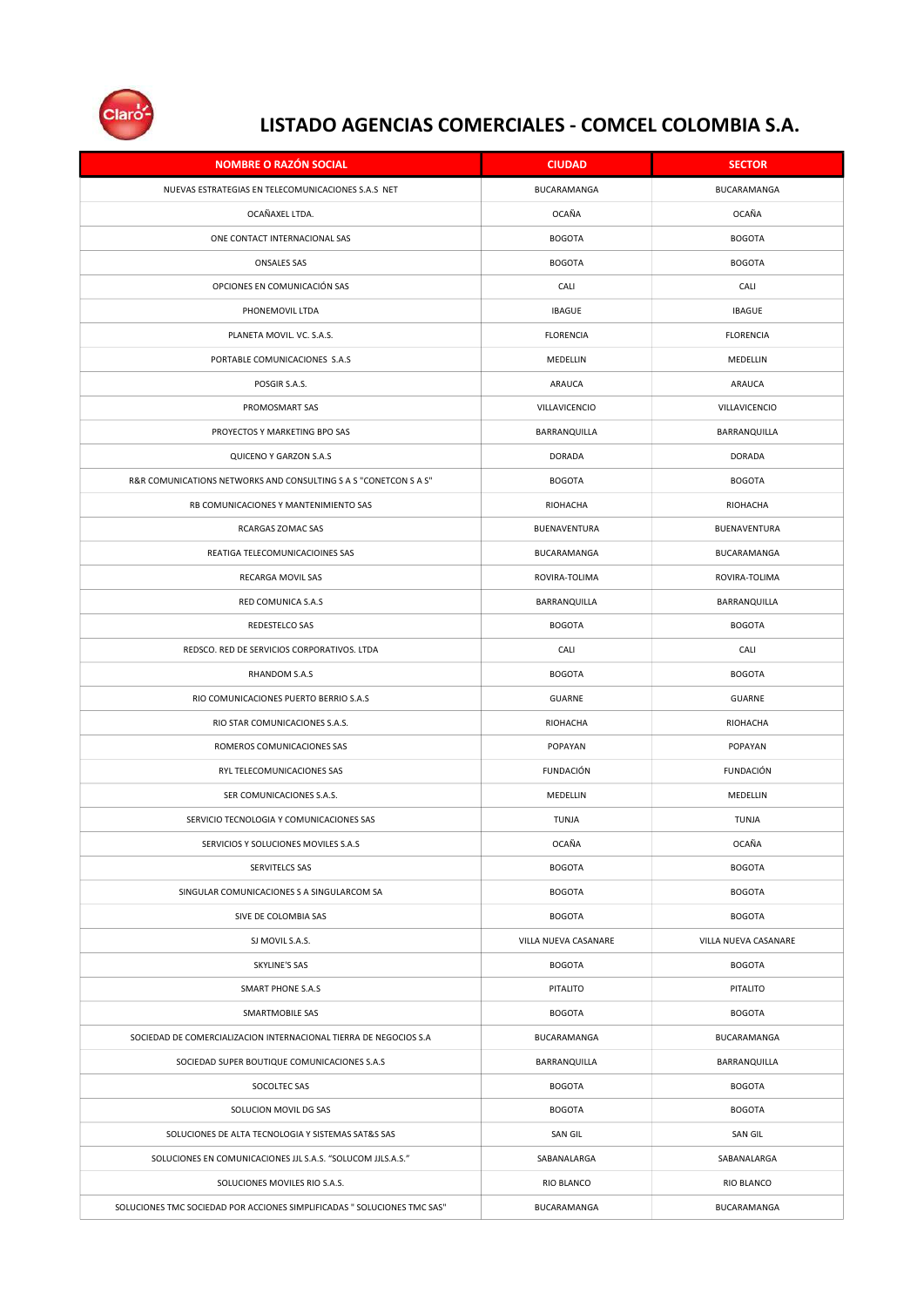# LISTADO AGENCIAS COMERCIALES - COMCEL COLOMBIA S.A.

| NOMBRE O RAZÓN SOCIAL | CIUDAD | SECTOR |
|---|---|---|
| NUEVAS ESTRATEGIAS EN TELECOMUNICACIONES S.A.S NET | BUCARAMANGA | BUCARAMANGA |
| OCAÑAXEL LTDA. | OCAÑA | OCAÑA |
| ONE CONTACT INTERNACIONAL SAS | BOGOTA | BOGOTA |
| ONSALES SAS | BOGOTA | BOGOTA |
| OPCIONES EN COMUNICACIÓN SAS | CALI | CALI |
| PHONEMOVIL LTDA | IBAGUE | IBAGUE |
| PLANETA MOVIL. VC. S.A.S. | FLORENCIA | FLORENCIA |
| PORTABLE COMUNICACIONES S.A.S | MEDELLIN | MEDELLIN |
| POSGIR S.A.S. | ARAUCA | ARAUCA |
| PROMOSMART SAS | VILLAVICENCIO | VILLAVICENCIO |
| PROYECTOS Y MARKETING BPO SAS | BARRANQUILLA | BARRANQUILLA |
| QUICENO Y GARZON S.A.S | DORADA | DORADA |
| R&R COMUNICATIONS NETWORKS AND CONSULTING S A S "CONETCON S A S" | BOGOTA | BOGOTA |
| RB COMUNICACIONES Y MANTENIMIENTO SAS | RIOHACHA | RIOHACHA |
| RCARGAS ZOMAC SAS | BUENAVENTURA | BUENAVENTURA |
| REATIGA TELECOMUNICACIOINES SAS | BUCARAMANGA | BUCARAMANGA |
| RECARGA MOVIL SAS | ROVIRA-TOLIMA | ROVIRA-TOLIMA |
| RED COMUNICA S.A.S | BARRANQUILLA | BARRANQUILLA |
| REDESTELCO SAS | BOGOTA | BOGOTA |
| REDSCO. RED DE SERVICIOS CORPORATIVOS. LTDA | CALI | CALI |
| RHANDOM S.A.S | BOGOTA | BOGOTA |
| RIO COMUNICACIONES PUERTO BERRIO S.A.S | GUARNE | GUARNE |
| RIO STAR COMUNICACIONES S.A.S. | RIOHACHA | RIOHACHA |
| ROMEROS COMUNICACIONES SAS | POPAYAN | POPAYAN |
| RYL TELECOMUNICACIONES SAS | FUNDACIÓN | FUNDACIÓN |
| SER COMUNICACIONES S.A.S. | MEDELLIN | MEDELLIN |
| SERVICIO TECNOLOGIA Y COMUNICACIONES SAS | TUNJA | TUNJA |
| SERVICIOS Y SOLUCIONES MOVILES S.A.S | OCAÑA | OCAÑA |
| SERVITELCS SAS | BOGOTA | BOGOTA |
| SINGULAR COMUNICACIONES S A SINGULARCOM SA | BOGOTA | BOGOTA |
| SIVE DE COLOMBIA SAS | BOGOTA | BOGOTA |
| SJ MOVIL S.A.S. | VILLA NUEVA CASANARE | VILLA NUEVA CASANARE |
| SKYLINE'S SAS | BOGOTA | BOGOTA |
| SMART PHONE S.A.S | PITALITO | PITALITO |
| SMARTMOBILE SAS | BOGOTA | BOGOTA |
| SOCIEDAD DE COMERCIALIZACION INTERNACIONAL TIERRA DE NEGOCIOS S.A | BUCARAMANGA | BUCARAMANGA |
| SOCIEDAD SUPER BOUTIQUE COMUNICACIONES S.A.S | BARRANQUILLA | BARRANQUILLA |
| SOCOLTEC SAS | BOGOTA | BOGOTA |
| SOLUCION MOVIL DG SAS | BOGOTA | BOGOTA |
| SOLUCIONES DE ALTA TECNOLOGIA Y SISTEMAS SAT&S SAS | SAN GIL | SAN GIL |
| SOLUCIONES EN COMUNICACIONES JJL S.A.S. "SOLUCOM JJLS.A.S." | SABANALARGA | SABANALARGA |
| SOLUCIONES MOVILES RIO S.A.S. | RIO BLANCO | RIO BLANCO |
| SOLUCIONES TMC SOCIEDAD POR ACCIONES SIMPLIFICADAS " SOLUCIONES TMC SAS" | BUCARAMANGA | BUCARAMANGA |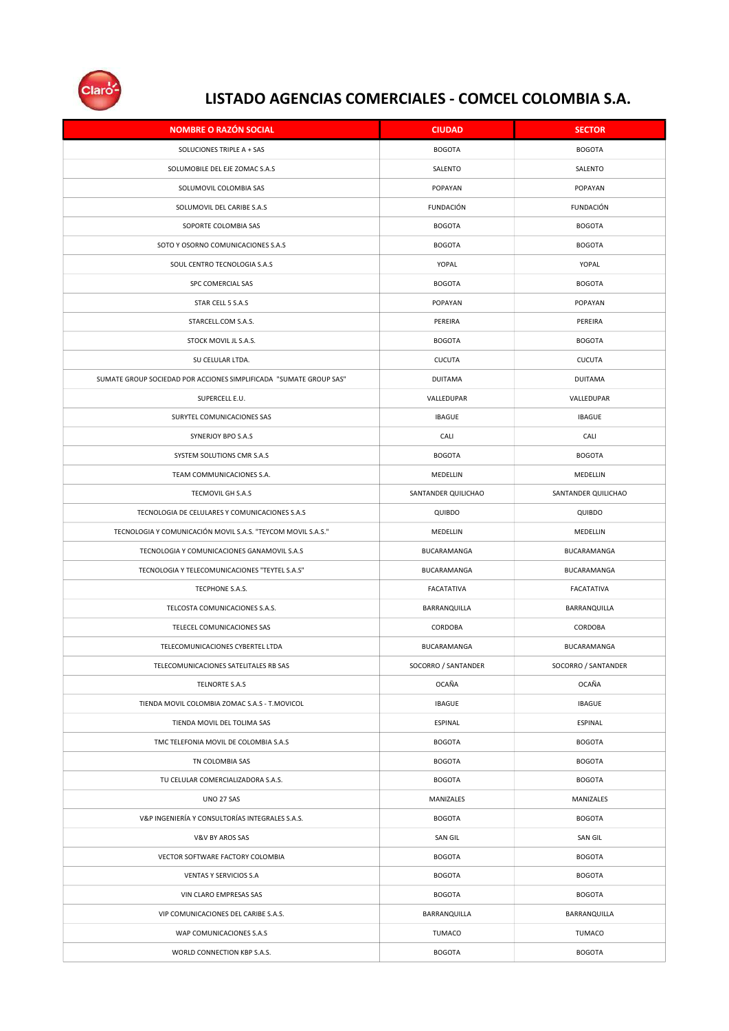# LISTADO AGENCIAS COMERCIALES - COMCEL COLOMBIA S.A.

| NOMBRE O RAZÓN SOCIAL | CIUDAD | SECTOR |
|---|---|---|
| SOLUCIONES TRIPLE A + SAS | BOGOTA | BOGOTA |
| SOLUMOBILE DEL EJE ZOMAC S.A.S | SALENTO | SALENTO |
| SOLUMOVIL COLOMBIA SAS | POPAYAN | POPAYAN |
| SOLUMOVIL DEL CARIBE S.A.S | FUNDACIÓN | FUNDACIÓN |
| SOPORTE COLOMBIA SAS | BOGOTA | BOGOTA |
| SOTO Y OSORNO COMUNICACIONES S.A.S | BOGOTA | BOGOTA |
| SOUL CENTRO TECNOLOGIA S.A.S | YOPAL | YOPAL |
| SPC COMERCIAL SAS | BOGOTA | BOGOTA |
| STAR CELL 5 S.A.S | POPAYAN | POPAYAN |
| STARCELL.COM S.A.S. | PEREIRA | PEREIRA |
| STOCK MOVIL JL S.A.S. | BOGOTA | BOGOTA |
| SU CELULAR LTDA. | CUCUTA | CUCUTA |
| SUMATE GROUP SOCIEDAD POR ACCIONES SIMPLIFICADA "SUMATE GROUP SAS" | DUITAMA | DUITAMA |
| SUPERCELL E.U. | VALLEDUPAR | VALLEDUPAR |
| SURYTEL COMUNICACIONES SAS | IBAGUE | IBAGUE |
| SYNERJOY BPO S.A.S | CALI | CALI |
| SYSTEM SOLUTIONS CMR S.A.S | BOGOTA | BOGOTA |
| TEAM COMMUNICACIONES S.A. | MEDELLIN | MEDELLIN |
| TECMOVIL GH S.A.S | SANTANDER QUILICHAO | SANTANDER QUILICHAO |
| TECNOLOGIA DE CELULARES Y COMUNICACIONES S.A.S | QUIBDO | QUIBDO |
| TECNOLOGIA Y COMUNICACIÓN MOVIL S.A.S. "TEYCOM MOVIL S.A.S." | MEDELLIN | MEDELLIN |
| TECNOLOGIA Y COMUNICACIONES GANAMOVIL S.A.S | BUCARAMANGA | BUCARAMANGA |
| TECNOLOGIA Y TELECOMUNICACIONES "TEYTEL S.A.S" | BUCARAMANGA | BUCARAMANGA |
| TECPHONE S.A.S. | FACATATIVA | FACATATIVA |
| TELCOSTA COMUNICACIONES S.A.S. | BARRANQUILLA | BARRANQUILLA |
| TELECEL COMUNICACIONES SAS | CORDOBA | CORDOBA |
| TELECOMUNICACIONES CYBERTEL LTDA | BUCARAMANGA | BUCARAMANGA |
| TELECOMUNICACIONES SATELITALES RB SAS | SOCORRO / SANTANDER | SOCORRO / SANTANDER |
| TELNORTE S.A.S | OCAÑA | OCAÑA |
| TIENDA MOVIL COLOMBIA ZOMAC S.A.S - T.MOVICOL | IBAGUE | IBAGUE |
| TIENDA MOVIL DEL TOLIMA SAS | ESPINAL | ESPINAL |
| TMC TELEFONIA MOVIL DE COLOMBIA S.A.S | BOGOTA | BOGOTA |
| TN COLOMBIA SAS | BOGOTA | BOGOTA |
| TU CELULAR COMERCIALIZADORA S.A.S. | BOGOTA | BOGOTA |
| UNO 27 SAS | MANIZALES | MANIZALES |
| V&P INGENIERÍA Y CONSULTORÍAS INTEGRALES S.A.S. | BOGOTA | BOGOTA |
| V&V BY AROS SAS | SAN GIL | SAN GIL |
| VECTOR SOFTWARE FACTORY COLOMBIA | BOGOTA | BOGOTA |
| VENTAS Y SERVICIOS S.A | BOGOTA | BOGOTA |
| VIN CLARO EMPRESAS SAS | BOGOTA | BOGOTA |
| VIP COMUNICACIONES DEL CARIBE S.A.S. | BARRANQUILLA | BARRANQUILLA |
| WAP COMUNICACIONES S.A.S | TUMACO | TUMACO |
| WORLD CONNECTION KBP S.A.S. | BOGOTA | BOGOTA |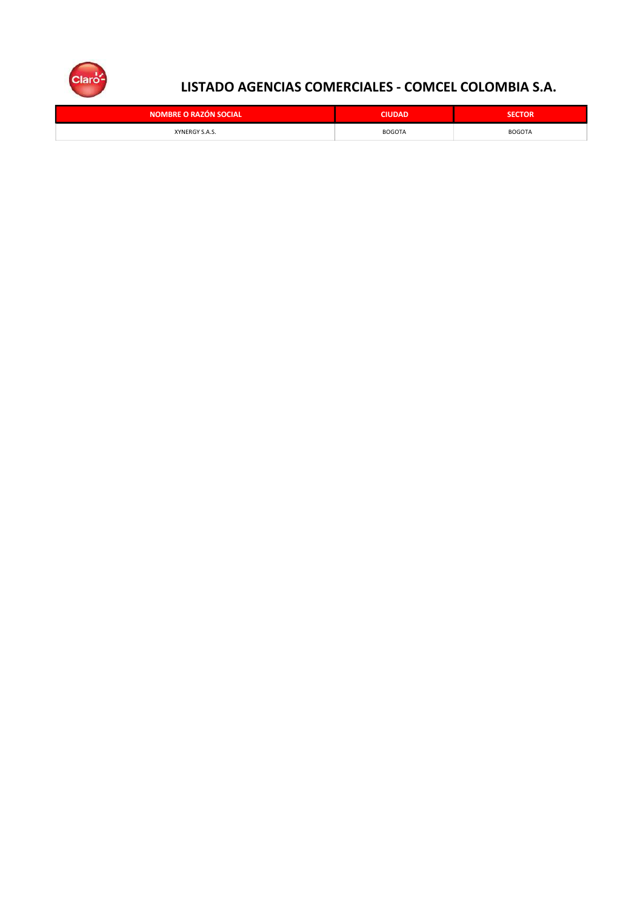# LISTADO AGENCIAS COMERCIALES - COMCEL COLOMBIA S.A.

| NOMBRE O RAZÓN SOCIAL | CIUDAD | SECTOR |
|---|---|---|
| XYNERGY S.A.S. | BOGOTA | BOGOTA |